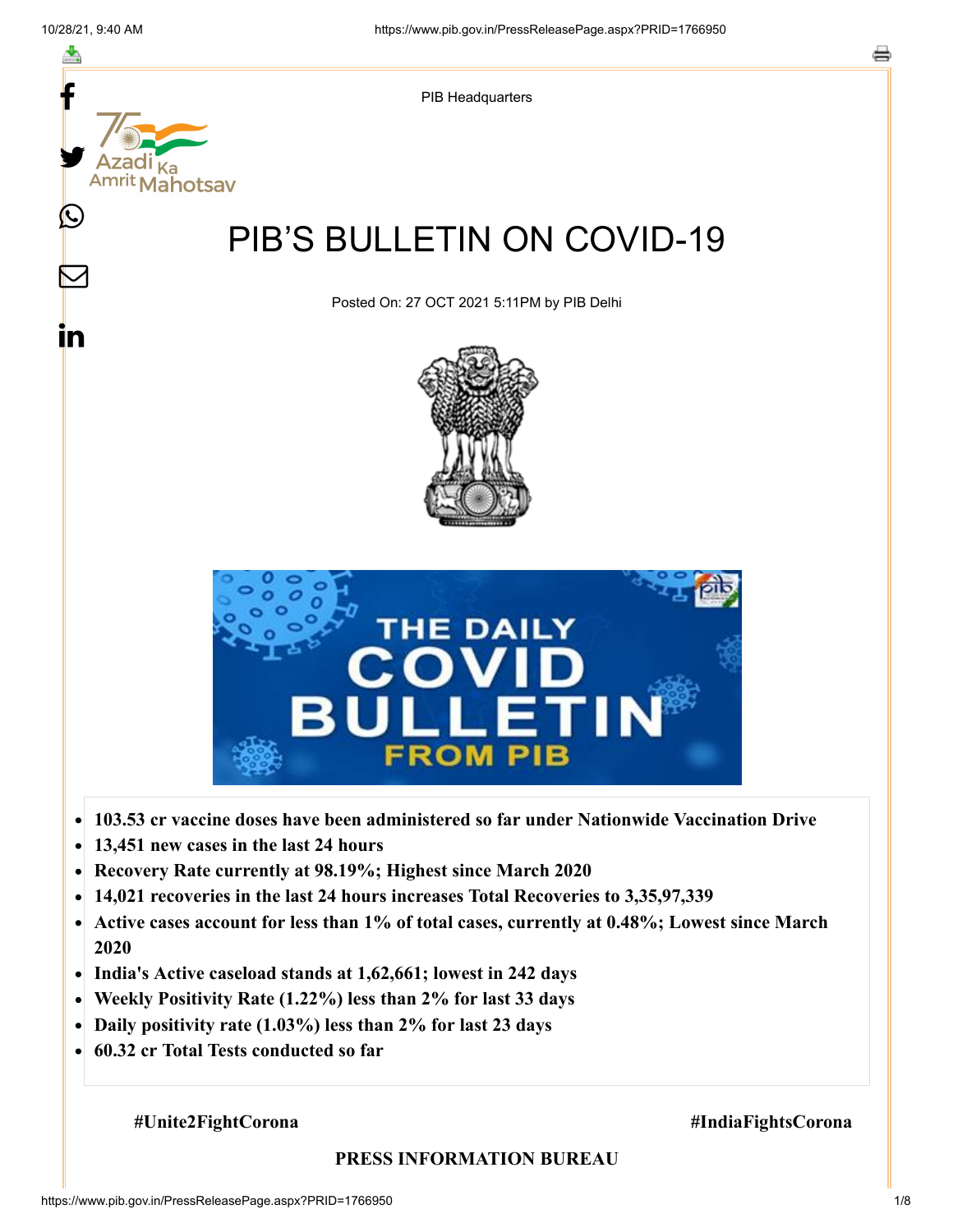PIB Headquarters

# PIB'S BULLETIN ON COVID-19

Posted On: 27 OCT 2021 5:11PM by PIB Delhi

- **103.53 cr vaccine doses have been administered so far under Nationwide Vaccination Drive**
- **13,451 new cases in the last 24 hours**
- **Recovery Rate currently at 98.19%; Highest since March 2020**
- **14,021 recoveries in the last 24 hours increases Total Recoveries to 3,35,97,339**
- **Active cases account for less than 1% of total cases, currently at 0.48%; Lowest since March 2020**
- **India's Active caseload stands at 1,62,661; lowest in 242 days**
- **Weekly Positivity Rate (1.22%) less than 2% for last 33 days**
- **Daily positivity rate (1.03%) less than 2% for last 23 days**
- **60.32 cr Total Tests conducted so far**

**#Unite2FightCorona** **#IndiaFightsCorona**

**PRESS INFORMATION BUREAU**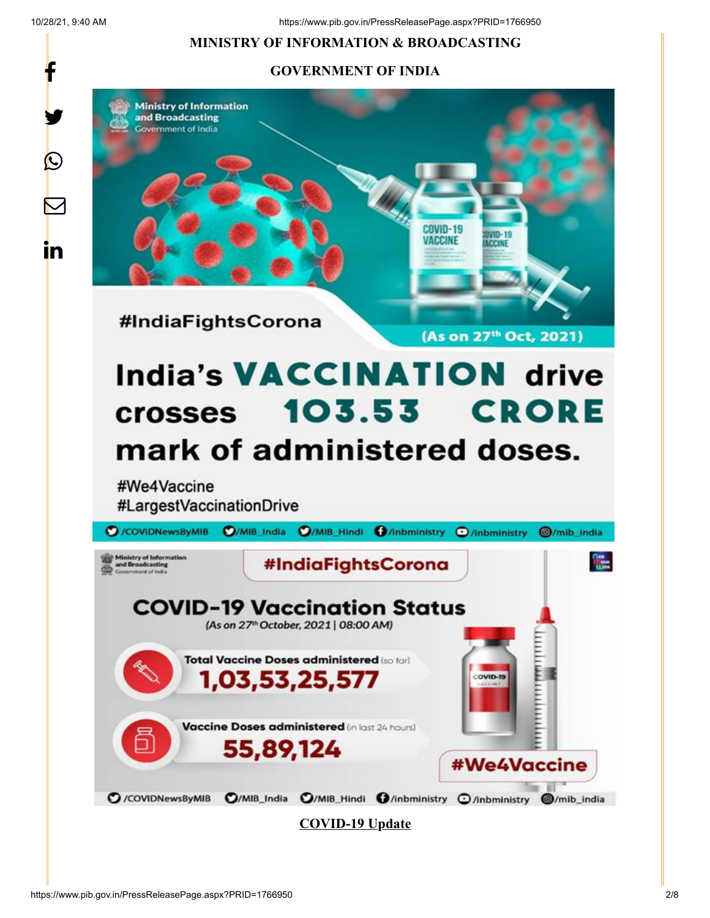MINISTRY OF INFORMATION & BROADCASTING

GOVERNMENT OF INDIA

#IndiaFightsCorona

(As on 27th Oct, 2021)

India's VACCINATION drive crosses 103.53 CRORE mark of administered doses.

#We4Vaccine
#LargestVaccinationDrive

#IndiaFightsCorona

COVID-19 Vaccination Status

(As on 27th October, 2021 | 08:00 AM)

Total Vaccine Doses administered (so far)
1,03,53,25,577

Vaccine Doses administered (in last 24 hours)
55,89,124

#We4Vaccine

**COVID-19 Update**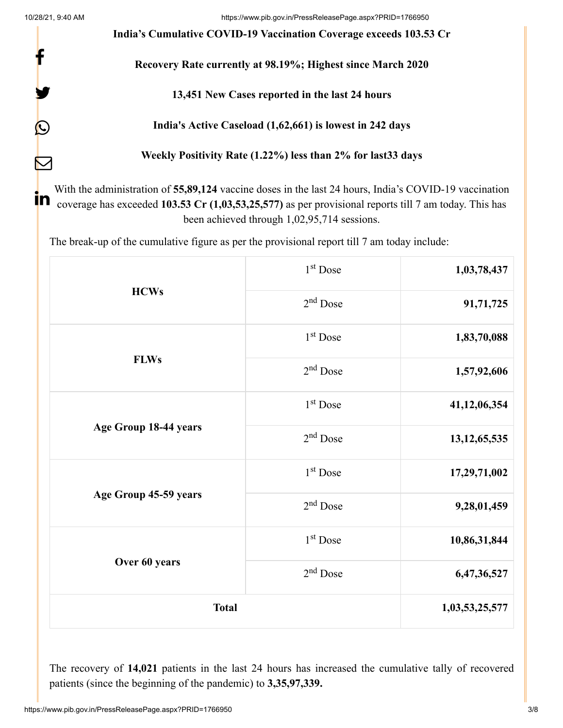**India's Cumulative COVID-19 Vaccination Coverage exceeds 103.53 Cr**

**Recovery Rate currently at 98.19%; Highest since March 2020**

**13,451 New Cases reported in the last 24 hours**

**India's Active Caseload (1,62,661) is lowest in 242 days**

**Weekly Positivity Rate (1.22%) less than 2% for last33 days**

With the administration of **55,89,124** vaccine doses in the last 24 hours, India's COVID-19 vaccination coverage has exceeded **103.53 Cr (1,03,53,25,577)** as per provisional reports till 7 am today. This has been achieved through 1,02,95,714 sessions.

The break-up of the cumulative figure as per the provisional report till 7 am today include:

| | | |
|---|---|---|
| **HCWs** | 1st Dose | **1,03,78,437** |
| | 2nd Dose | **91,71,725** |
| **FLWs** | 1st Dose | **1,83,70,088** |
| | 2nd Dose | **1,57,92,606** |
| **Age Group 18-44 years** | 1st Dose | **41,12,06,354** |
| | 2nd Dose | **13,12,65,535** |
| **Age Group 45-59 years** | 1st Dose | **17,29,71,002** |
| | 2nd Dose | **9,28,01,459** |
| **Over 60 years** | 1st Dose | **10,86,31,844** |
| | 2nd Dose | **6,47,36,527** |
| **Total** | | **1,03,53,25,577** |

The recovery of **14,021** patients in the last 24 hours has increased the cumulative tally of recovered patients (since the beginning of the pandemic) to **3,35,97,339.**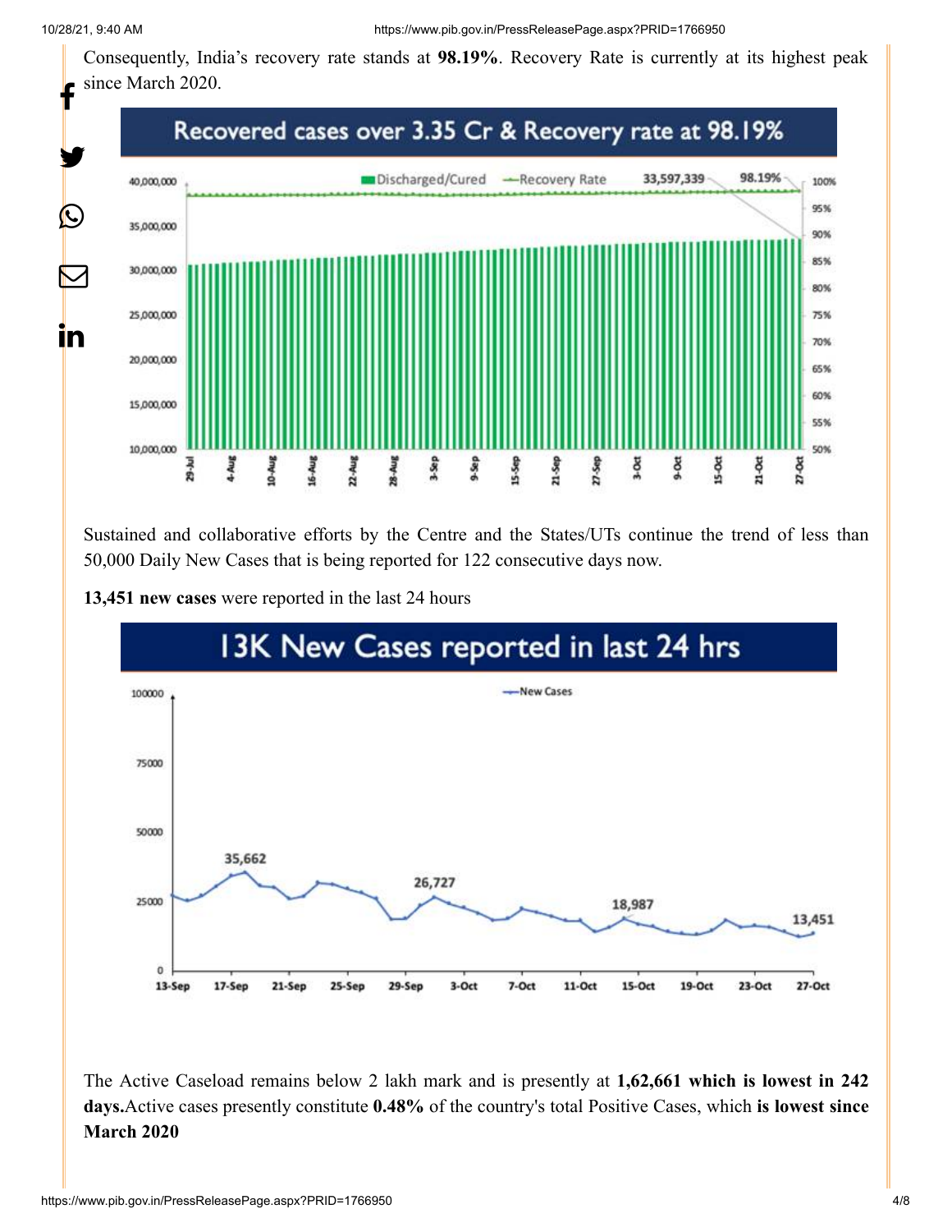Consequently, India's recovery rate stands at **98.19%**. Recovery Rate is currently at its highest peak since March 2020.

Recovered cases over 3.35 Cr & Recovery rate at 98.19%

Sustained and collaborative efforts by the Centre and the States/UTs continue the trend of less than 50,000 Daily New Cases that is being reported for 122 consecutive days now.

**13,451 new cases** were reported in the last 24 hours

13K New Cases reported in last 24 hrs

The Active Caseload remains below 2 lakh mark and is presently at **1,62,661 which is lowest in 242 days.** Active cases presently constitute **0.48%** of the country's total Positive Cases, which **is lowest since March 2020**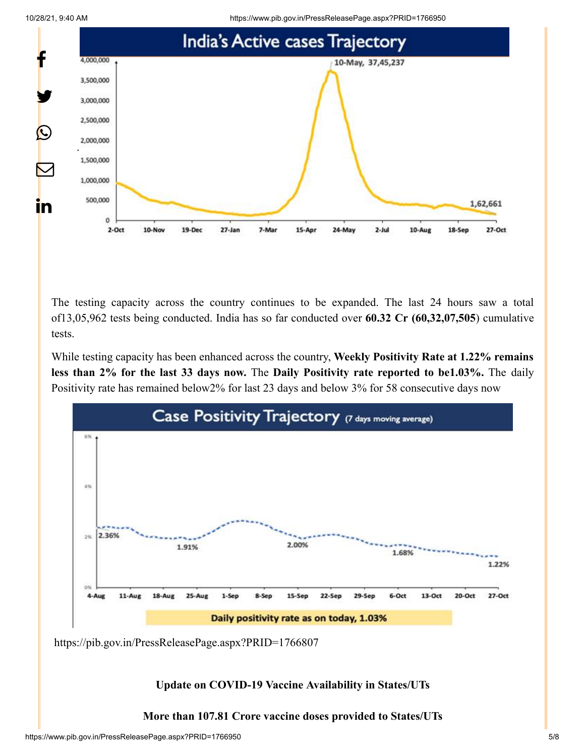The testing capacity across the country continues to be expanded. The last 24 hours saw a total of13,05,962 tests being conducted. India has so far conducted over **60.32 Cr (60,32,07,505**) cumulative tests.

While testing capacity has been enhanced across the country, **Weekly Positivity Rate at 1.22% remains less than 2% for the last 33 days now.** The **Daily Positivity rate reported to be1.03%.** The daily Positivity rate has remained below2% for last 23 days and below 3% for 58 consecutive days now

https://pib.gov.in/PressReleasePage.aspx?PRID=1766807

**Update on COVID-19 Vaccine Availability in States/UTs**

**More than 107.81 Crore vaccine doses provided to States/UTs**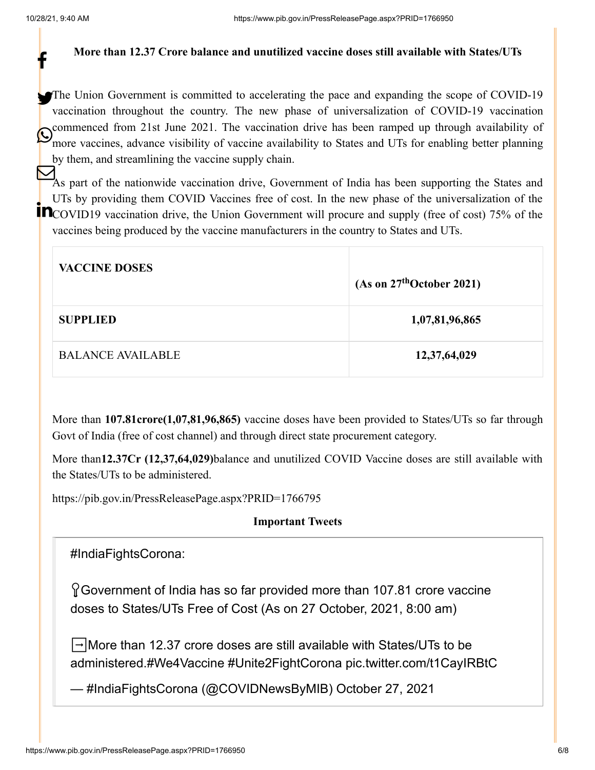**More than 12.37 Crore balance and unutilized vaccine doses still available with States/UTs**

The Union Government is committed to accelerating the pace and expanding the scope of COVID-19 vaccination throughout the country. The new phase of universalization of COVID-19 vaccination commenced from 21st June 2021. The vaccination drive has been ramped up through availability of more vaccines, advance visibility of vaccine availability to States and UTs for enabling better planning by them, and streamlining the vaccine supply chain.

As part of the nationwide vaccination drive, Government of India has been supporting the States and UTs by providing them COVID Vaccines free of cost. In the new phase of the universalization of the COVID19 vaccination drive, the Union Government will procure and supply (free of cost) 75% of the vaccines being produced by the vaccine manufacturers in the country to States and UTs.

| **VACCINE DOSES** | **(As on 27th October 2021)** |
|---|---|
| **SUPPLIED** | **1,07,81,96,865** |
| BALANCE AVAILABLE | **12,37,64,029** |

More than **107.81crore(1,07,81,96,865)** vaccine doses have been provided to States/UTs so far through Govt of India (free of cost channel) and through direct state procurement category.

More than**12.37Cr (12,37,64,029)**balance and unutilized COVID Vaccine doses are still available with the States/UTs to be administered.

https://pib.gov.in/PressReleasePage.aspx?PRID=1766795

**Important Tweets**

> #IndiaFightsCorona:
>
> Government of India has so far provided more than 107.81 crore vaccine doses to States/UTs Free of Cost (As on 27 October, 2021, 8:00 am)
>
> ➡More than 12.37 crore doses are still available with States/UTs to be administered.#We4Vaccine #Unite2FightCorona pic.twitter.com/t1CayIRBtC
>
> — #IndiaFightsCorona (@COVIDNewsByMIB) October 27, 2021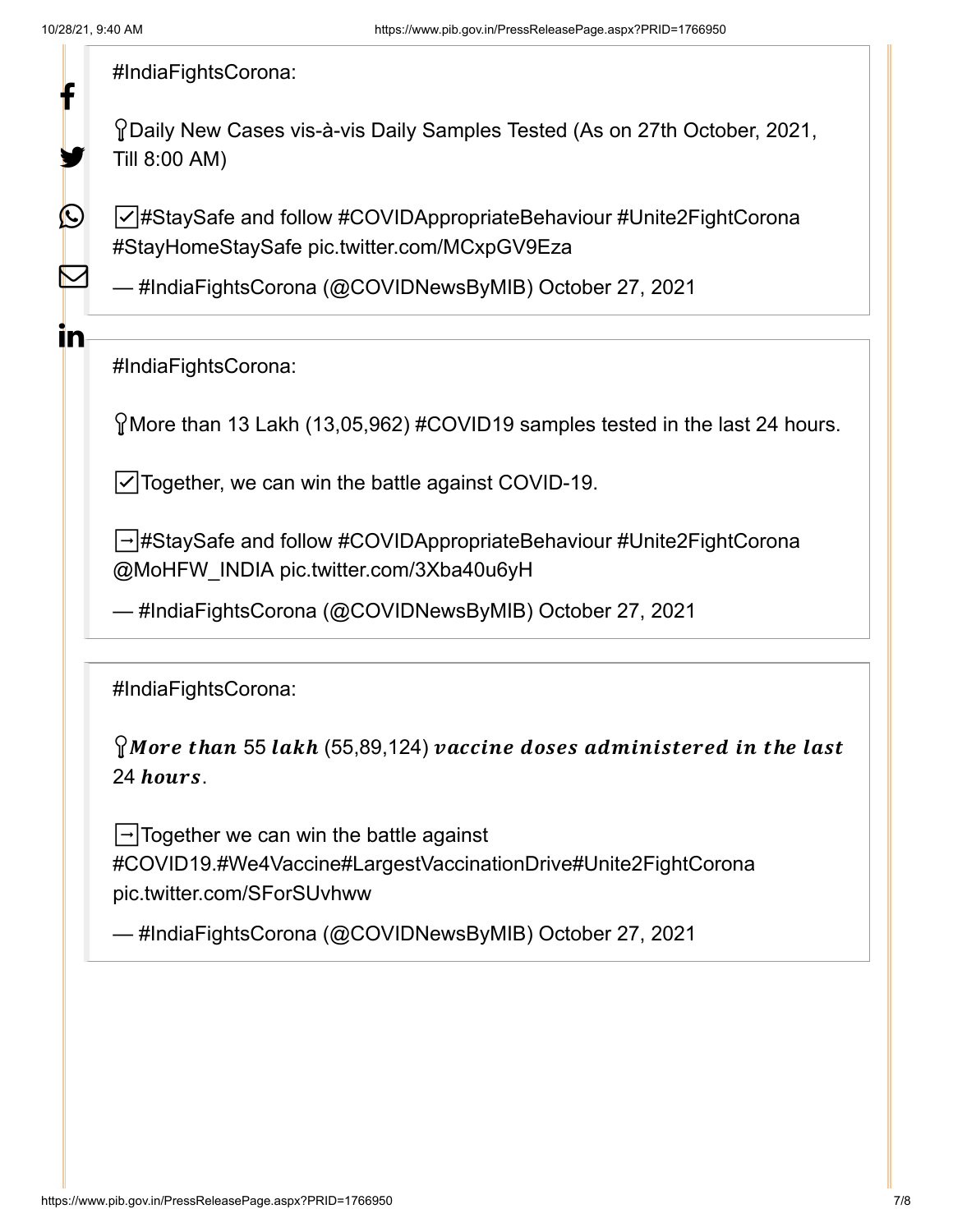#IndiaFightsCorona:

📍Daily New Cases vis-à-vis Daily Samples Tested (As on 27th October, 2021, Till 8:00 AM)

☑️#StaySafe and follow #COVIDAppropriateBehaviour #Unite2FightCorona #StayHomeStaySafe pic.twitter.com/MCxpGV9Eza

— #IndiaFightsCorona (@COVIDNewsByMIB) October 27, 2021

#IndiaFightsCorona:

📍More than 13 Lakh (13,05,962) #COVID19 samples tested in the last 24 hours.

☑️Together, we can win the battle against COVID-19.

➡️#StaySafe and follow #COVIDAppropriateBehaviour #Unite2FightCorona @MoHFW_INDIA pic.twitter.com/3Xba40u6yH

— #IndiaFightsCorona (@COVIDNewsByMIB) October 27, 2021

#IndiaFightsCorona:

📍***More than* 55 *lakh* (55,89,124) *vaccine doses administered in the last* 24 *hours***.

➡️Together we can win the battle against #COVID19.#We4Vaccine#LargestVaccinationDrive#Unite2FightCorona pic.twitter.com/SForSUvhww

— #IndiaFightsCorona (@COVIDNewsByMIB) October 27, 2021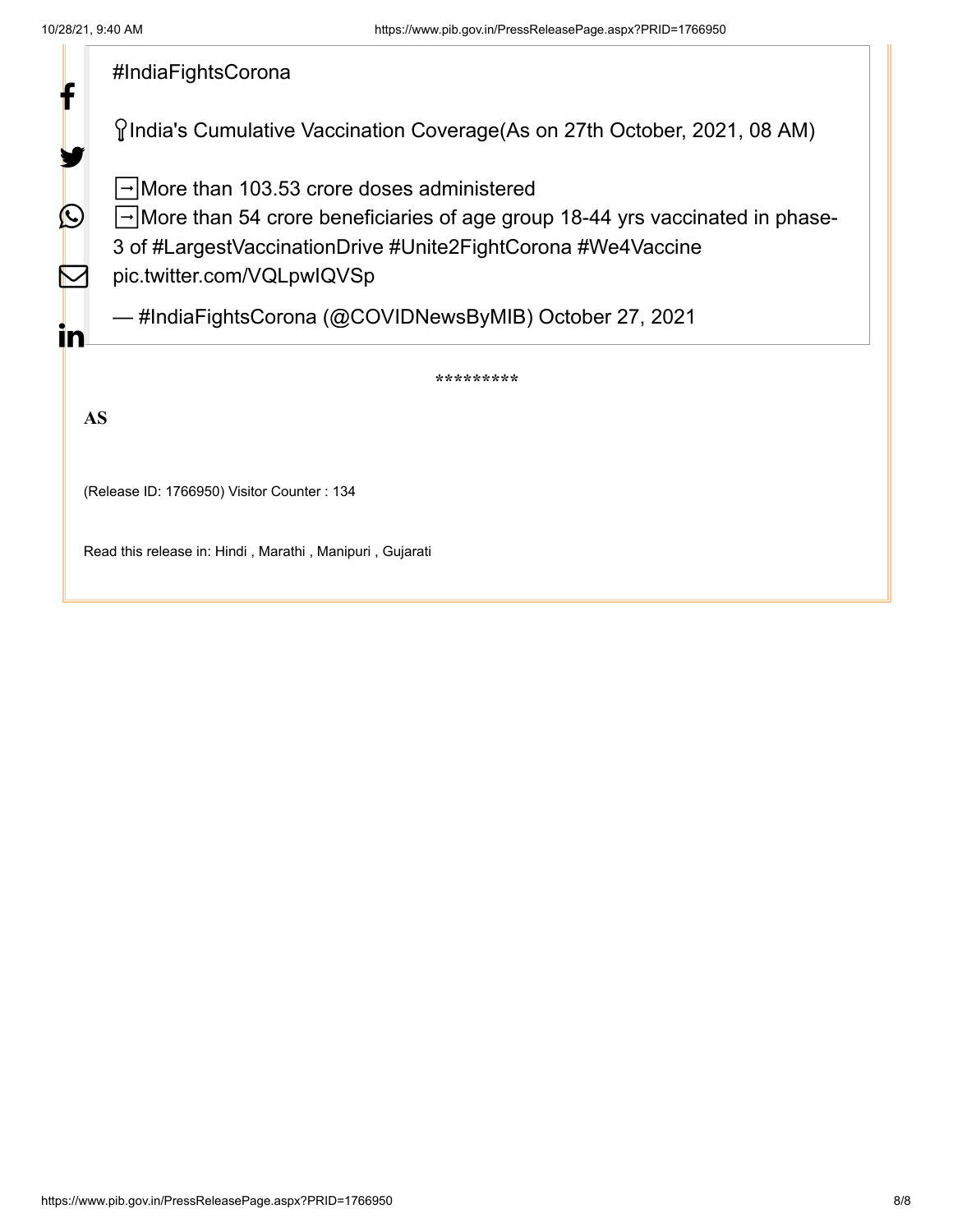#IndiaFightsCorona

📍India's Cumulative Vaccination Coverage(As on 27th October, 2021, 08 AM)

➡️More than 103.53 crore doses administered
➡️More than 54 crore beneficiaries of age group 18-44 yrs vaccinated in phase-3 of #LargestVaccinationDrive #Unite2FightCorona #We4Vaccine pic.twitter.com/VQLpwIQVSp

— #IndiaFightsCorona (@COVIDNewsByMIB) October 27, 2021

*********

**AS**

(Release ID: 1766950) Visitor Counter : 134

Read this release in: Hindi , Marathi , Manipuri , Gujarati